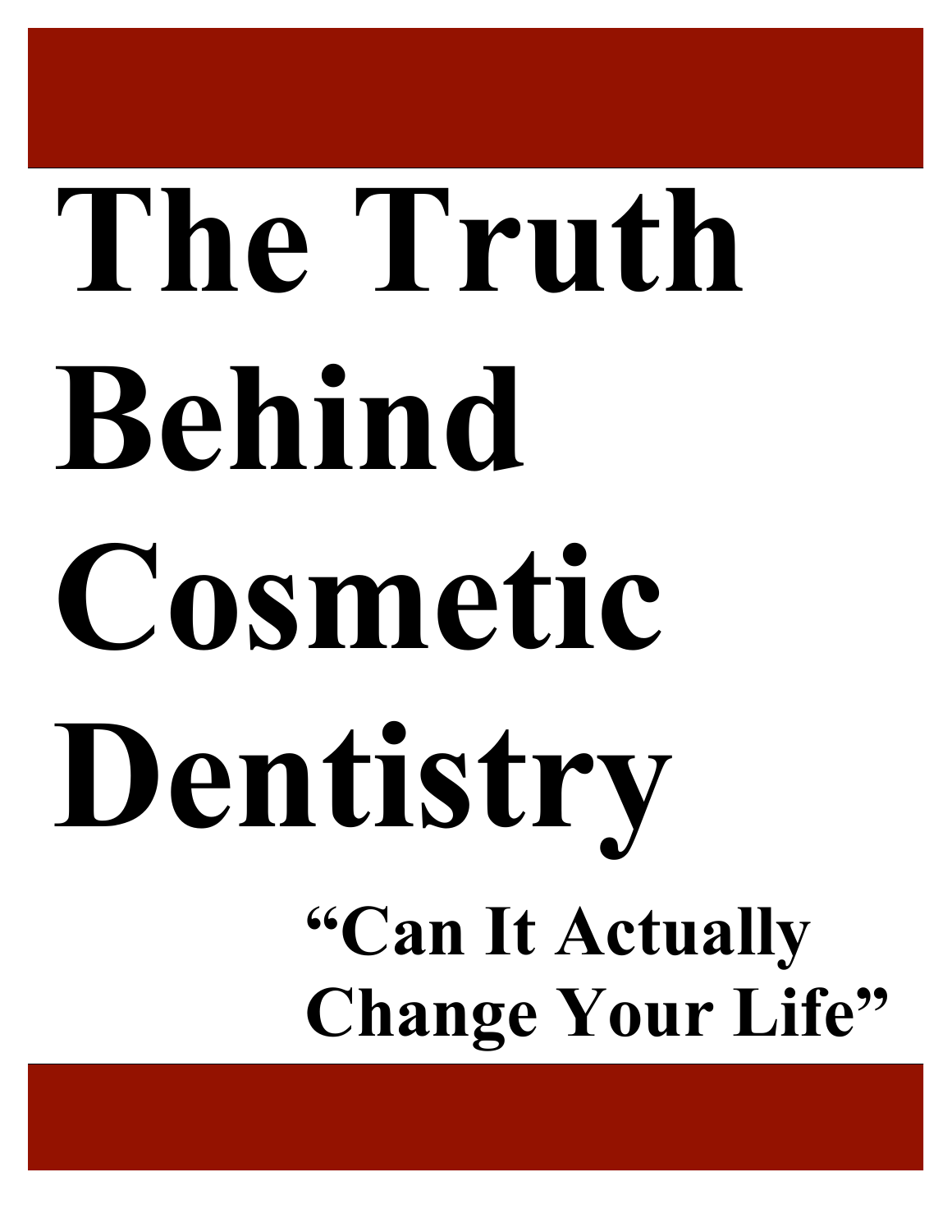# The Truth Behind Cosmetic Dentistry

## "Can It Actually Change Your Life"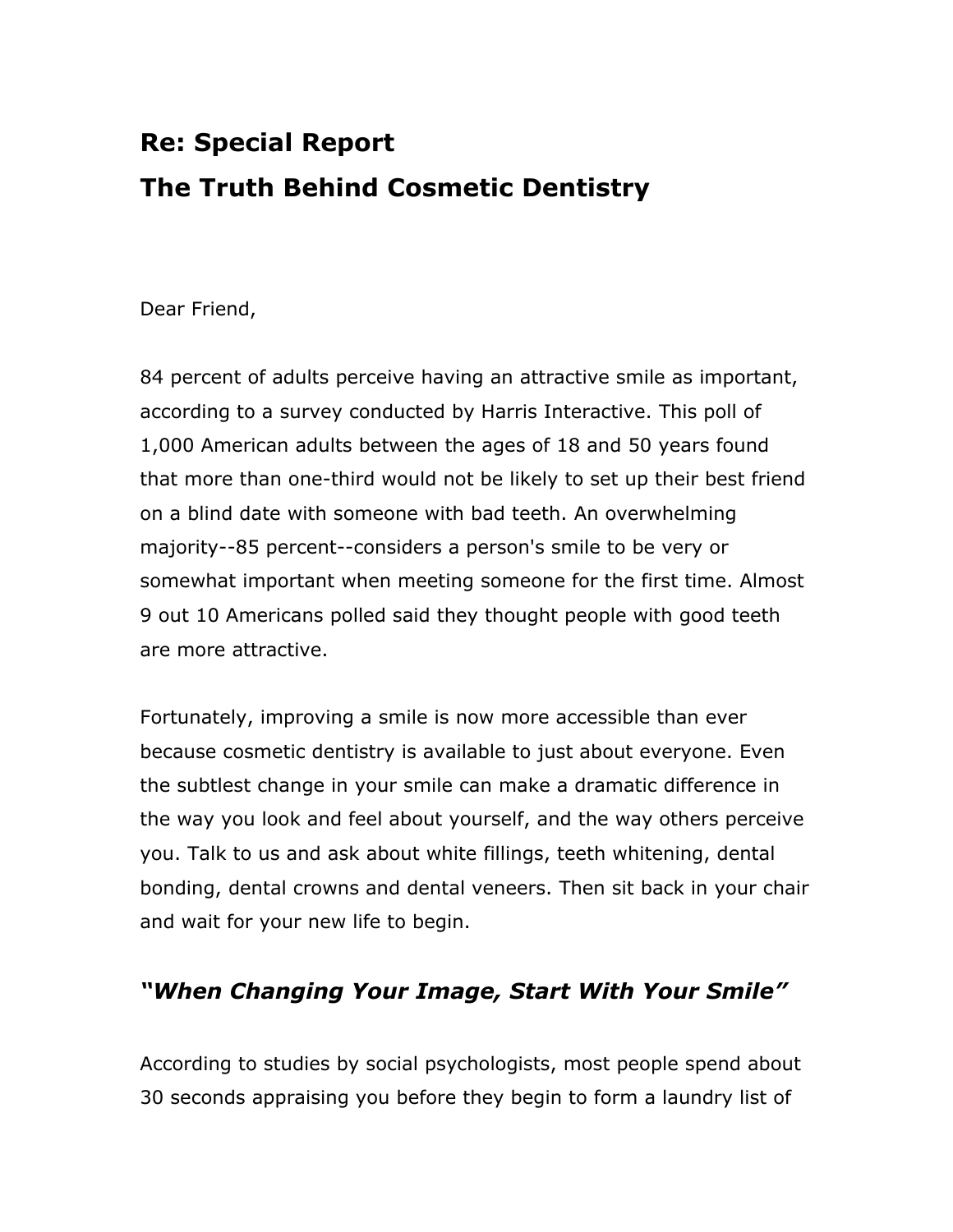## Re: Special Report

## The Truth Behind Cosmetic Dentistry

Dear Friend,

84 percent of adults perceive having an attractive smile as important, according to a survey conducted by Harris Interactive. This poll of 1,000 American adults between the ages of 18 and 50 years found that more than one-third would not be likely to set up their best friend on a blind date with someone with bad teeth. An overwhelming majority--85 percent--considers a person's smile to be very or somewhat important when meeting someone for the first time. Almost 9 out 10 Americans polled said they thought people with good teeth are more attractive.

Fortunately, improving a smile is now more accessible than ever because cosmetic dentistry is available to just about everyone. Even the subtlest change in your smile can make a dramatic difference in the way you look and feel about yourself, and the way others perceive you. Talk to us and ask about white fillings, teeth whitening, dental bonding, dental crowns and dental veneers. Then sit back in your chair and wait for your new life to begin.

### *"When Changing Your Image, Start With Your Smile"*

According to studies by social psychologists, most people spend about 30 seconds appraising you before they begin to form a laundry list of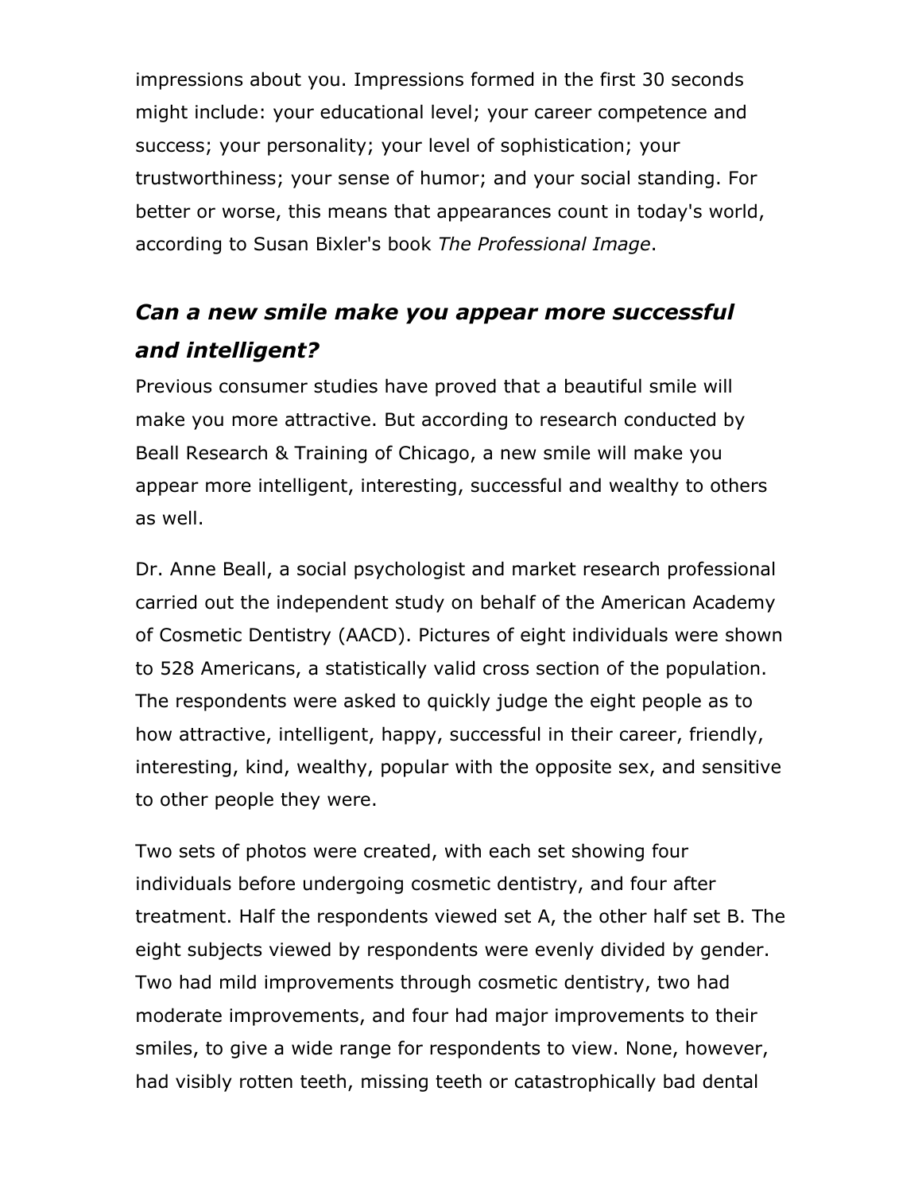impressions about you. Impressions formed in the first 30 seconds might include: your educational level; your career competence and success; your personality; your level of sophistication; your trustworthiness; your sense of humor; and your social standing. For better or worse, this means that appearances count in today's world, according to Susan Bixler's book *The Professional Image*.

### *Can a new smile make you appear more successful and intelligent?*

Previous consumer studies have proved that a beautiful smile will make you more attractive. But according to research conducted by Beall Research & Training of Chicago, a new smile will make you appear more intelligent, interesting, successful and wealthy to others as well.

Dr. Anne Beall, a social psychologist and market research professional carried out the independent study on behalf of the American Academy of Cosmetic Dentistry (AACD). Pictures of eight individuals were shown to 528 Americans, a statistically valid cross section of the population. The respondents were asked to quickly judge the eight people as to how attractive, intelligent, happy, successful in their career, friendly, interesting, kind, wealthy, popular with the opposite sex, and sensitive to other people they were.

Two sets of photos were created, with each set showing four individuals before undergoing cosmetic dentistry, and four after treatment. Half the respondents viewed set A, the other half set B. The eight subjects viewed by respondents were evenly divided by gender. Two had mild improvements through cosmetic dentistry, two had moderate improvements, and four had major improvements to their smiles, to give a wide range for respondents to view. None, however, had visibly rotten teeth, missing teeth or catastrophically bad dental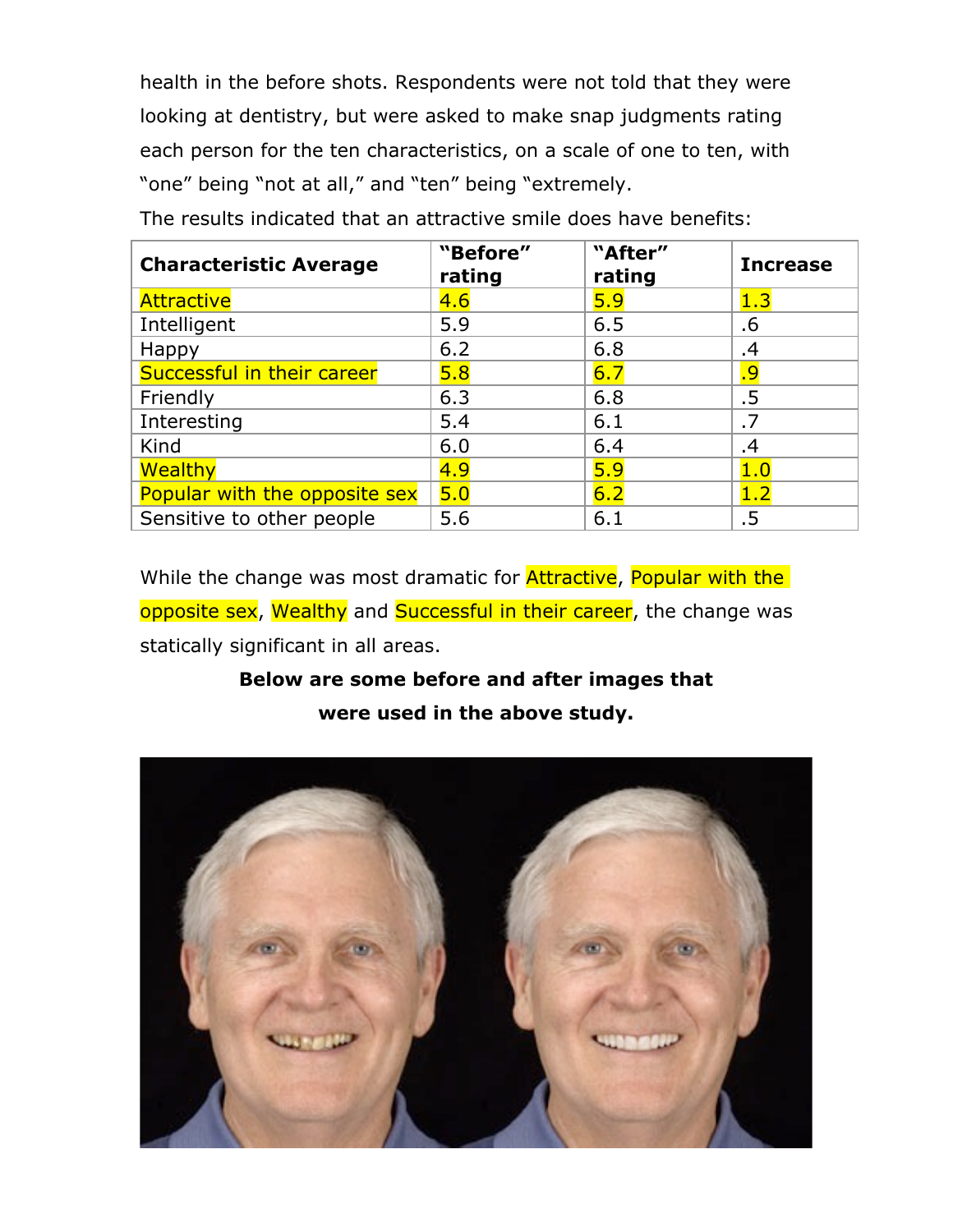health in the before shots. Respondents were not told that they were looking at dentistry, but were asked to make snap judgments rating each person for the ten characteristics, on a scale of one to ten, with "one" being "not at all," and "ten" being "extremely.

The results indicated that an attractive smile does have benefits:

| Characteristic Average | "Before" rating | "After" rating | Increase |
|---|---|---|---|
| Attractive | 4.6 | 5.9 | 1.3 |
| Intelligent | 5.9 | 6.5 | .6 |
| Happy | 6.2 | 6.8 | .4 |
| Successful in their career | 5.8 | 6.7 | .9 |
| Friendly | 6.3 | 6.8 | .5 |
| Interesting | 5.4 | 6.1 | .7 |
| Kind | 6.0 | 6.4 | .4 |
| Wealthy | 4.9 | 5.9 | 1.0 |
| Popular with the opposite sex | 5.0 | 6.2 | 1.2 |
| Sensitive to other people | 5.6 | 6.1 | .5 |

While the change was most dramatic for Attractive, Popular with the opposite sex, Wealthy and Successful in their career, the change was statically significant in all areas.

**Below are some before and after images that were used in the above study.**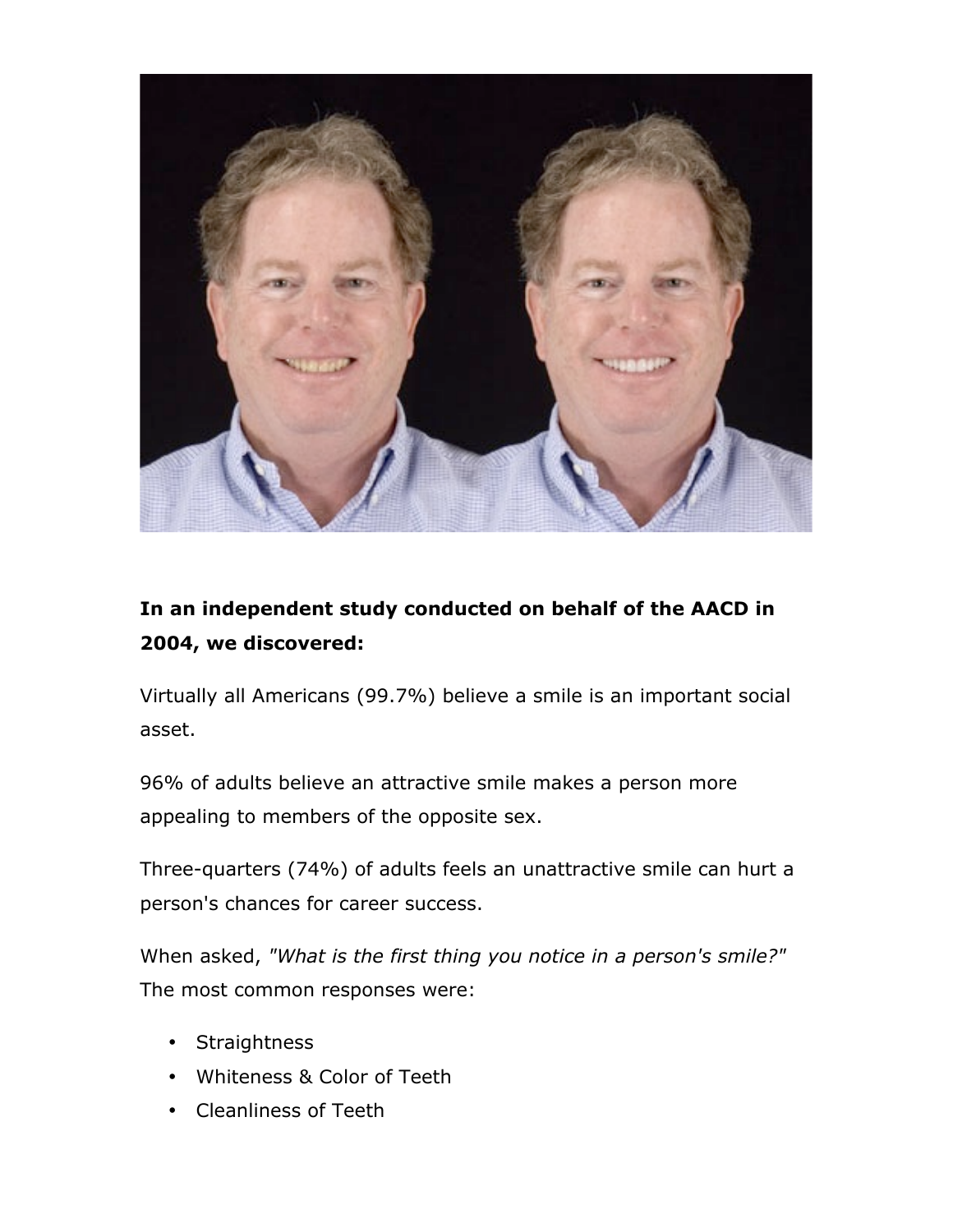**In an independent study conducted on behalf of the AACD in 2004, we discovered:**

Virtually all Americans (99.7%) believe a smile is an important social asset.

96% of adults believe an attractive smile makes a person more appealing to members of the opposite sex.

Three-quarters (74%) of adults feels an unattractive smile can hurt a person's chances for career success.

When asked, *"What is the first thing you notice in a person's smile?"* The most common responses were:

- Straightness
- Whiteness & Color of Teeth
- Cleanliness of Teeth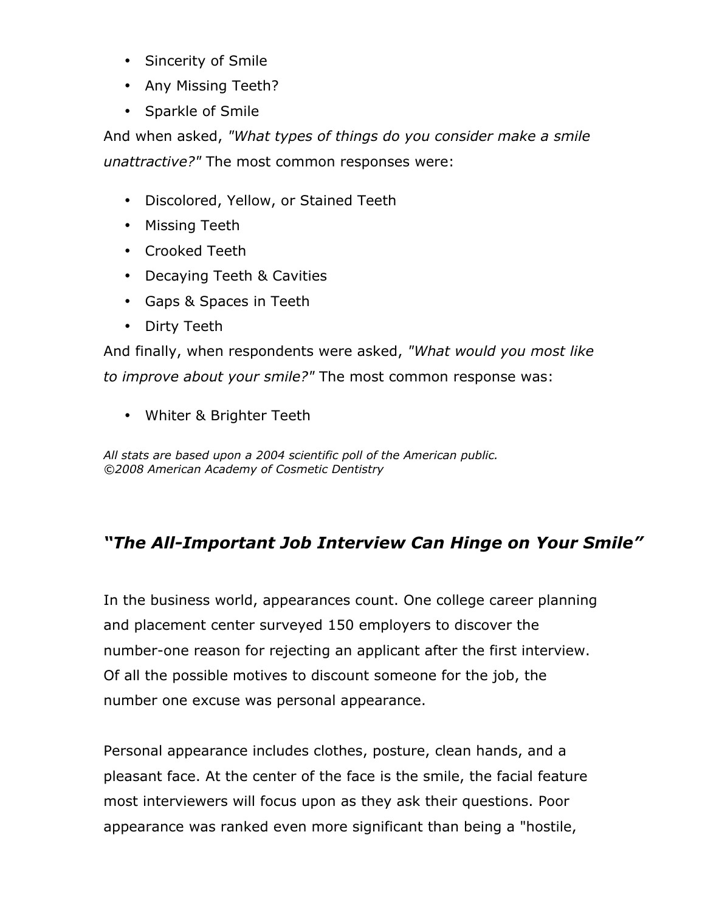- Sincerity of Smile
- Any Missing Teeth?
- Sparkle of Smile

And when asked, *"What types of things do you consider make a smile unattractive?"* The most common responses were:

- Discolored, Yellow, or Stained Teeth
- Missing Teeth
- Crooked Teeth
- Decaying Teeth & Cavities
- Gaps & Spaces in Teeth
- Dirty Teeth

And finally, when respondents were asked, *"What would you most like to improve about your smile?"* The most common response was:

- Whiter & Brighter Teeth

*All stats are based upon a 2004 scientific poll of the American public.*
*©2008 American Academy of Cosmetic Dentistry*

## *"The All-Important Job Interview Can Hinge on Your Smile"*

In the business world, appearances count. One college career planning and placement center surveyed 150 employers to discover the number-one reason for rejecting an applicant after the first interview. Of all the possible motives to discount someone for the job, the number one excuse was personal appearance.

Personal appearance includes clothes, posture, clean hands, and a pleasant face. At the center of the face is the smile, the facial feature most interviewers will focus upon as they ask their questions. Poor appearance was ranked even more significant than being a "hostile,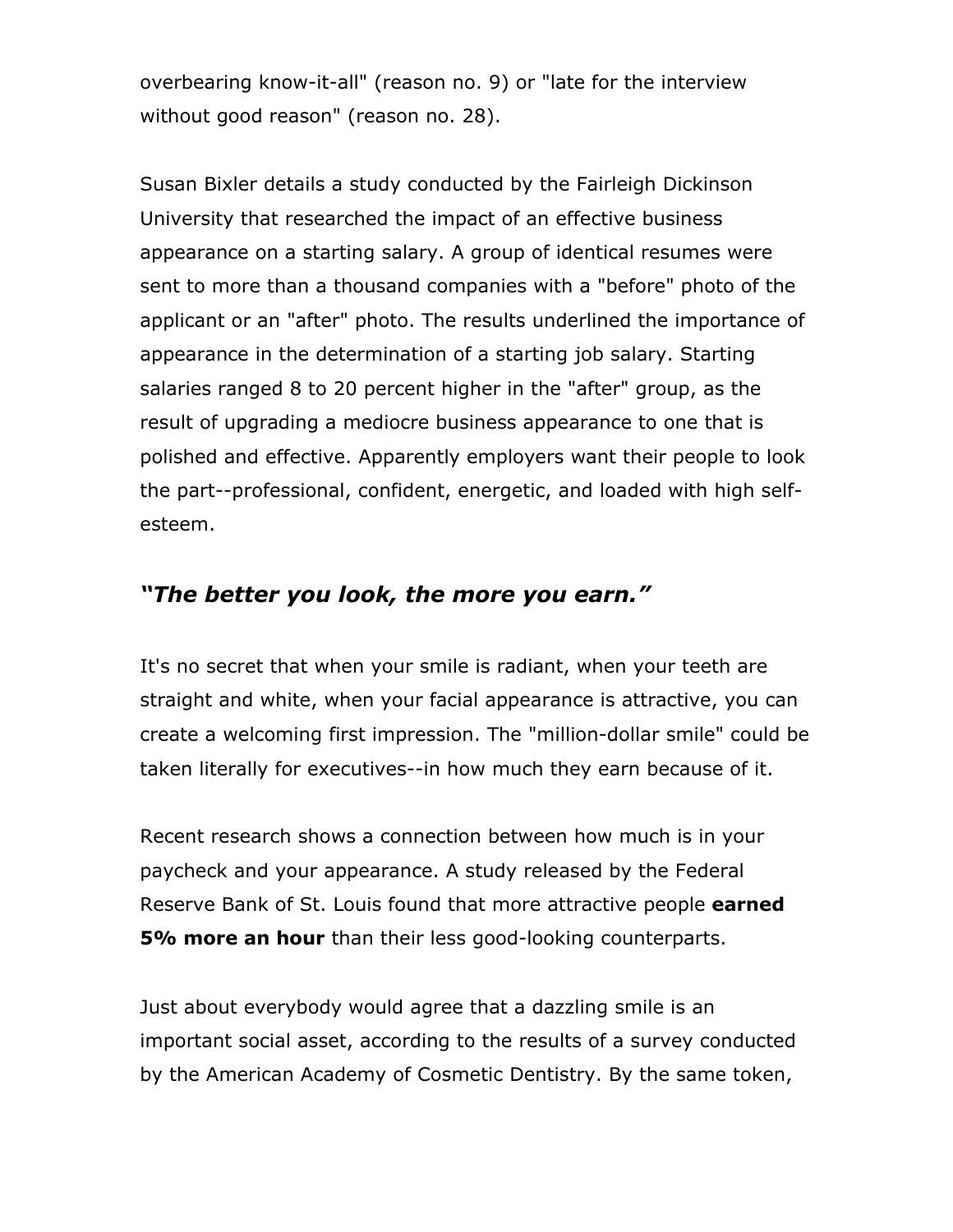overbearing know-it-all" (reason no. 9) or "late for the interview without good reason" (reason no. 28).

Susan Bixler details a study conducted by the Fairleigh Dickinson University that researched the impact of an effective business appearance on a starting salary. A group of identical resumes were sent to more than a thousand companies with a "before" photo of the applicant or an "after" photo. The results underlined the importance of appearance in the determination of a starting job salary. Starting salaries ranged 8 to 20 percent higher in the "after" group, as the result of upgrading a mediocre business appearance to one that is polished and effective. Apparently employers want their people to look the part--professional, confident, energetic, and loaded with high self-esteem.

### ***"The better you look, the more you earn."***

It's no secret that when your smile is radiant, when your teeth are straight and white, when your facial appearance is attractive, you can create a welcoming first impression. The "million-dollar smile" could be taken literally for executives--in how much they earn because of it.

Recent research shows a connection between how much is in your paycheck and your appearance. A study released by the Federal Reserve Bank of St. Louis found that more attractive people **earned 5% more an hour** than their less good-looking counterparts.

Just about everybody would agree that a dazzling smile is an important social asset, according to the results of a survey conducted by the American Academy of Cosmetic Dentistry. By the same token,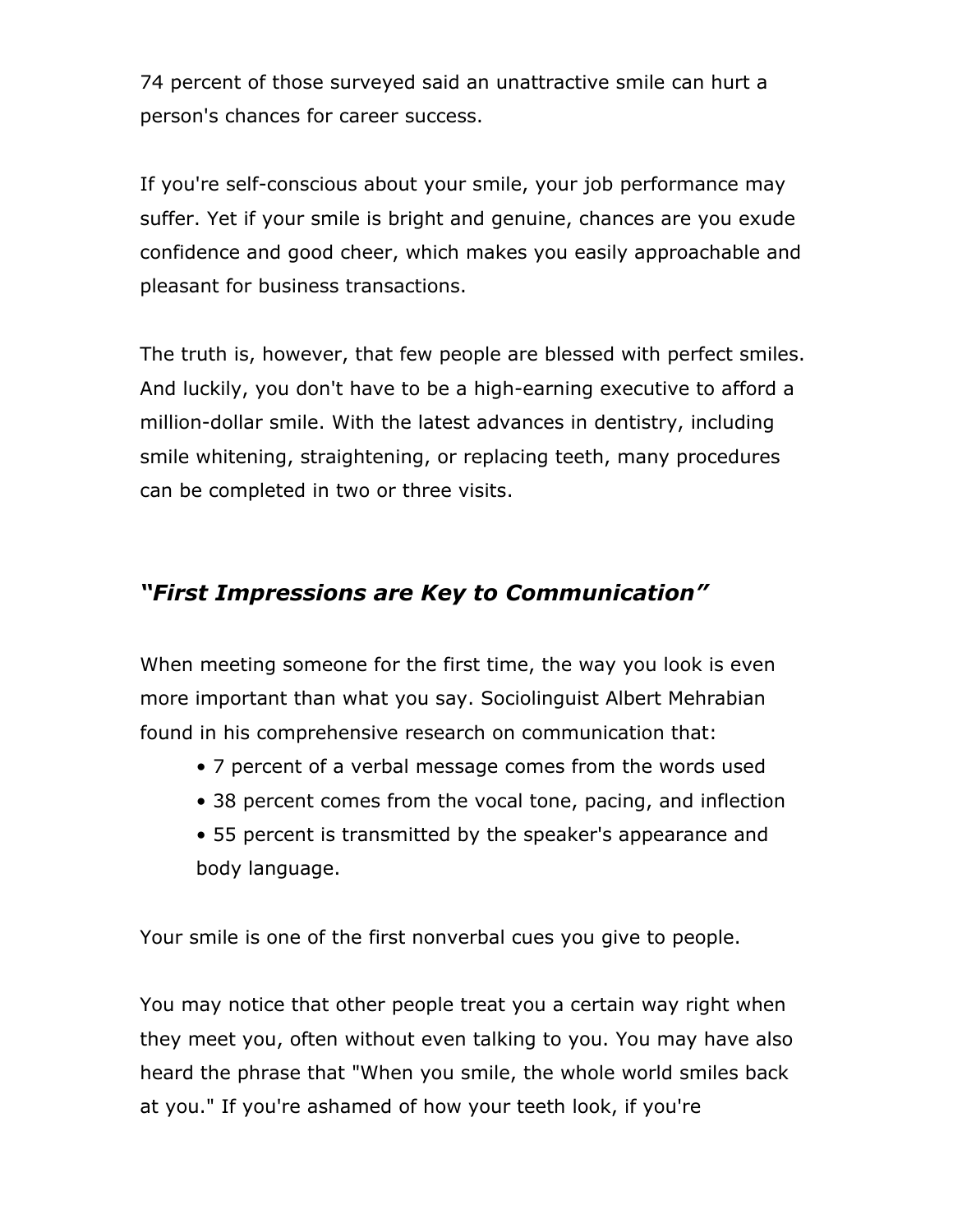74 percent of those surveyed said an unattractive smile can hurt a person's chances for career success.

If you're self-conscious about your smile, your job performance may suffer. Yet if your smile is bright and genuine, chances are you exude confidence and good cheer, which makes you easily approachable and pleasant for business transactions.

The truth is, however, that few people are blessed with perfect smiles. And luckily, you don't have to be a high-earning executive to afford a million-dollar smile. With the latest advances in dentistry, including smile whitening, straightening, or replacing teeth, many procedures can be completed in two or three visits.

## *"First Impressions are Key to Communication"*

When meeting someone for the first time, the way you look is even more important than what you say. Sociolinguist Albert Mehrabian found in his comprehensive research on communication that:

- 7 percent of a verbal message comes from the words used
- 38 percent comes from the vocal tone, pacing, and inflection
- 55 percent is transmitted by the speaker's appearance and body language.

Your smile is one of the first nonverbal cues you give to people.

You may notice that other people treat you a certain way right when they meet you, often without even talking to you. You may have also heard the phrase that "When you smile, the whole world smiles back at you." If you're ashamed of how your teeth look, if you're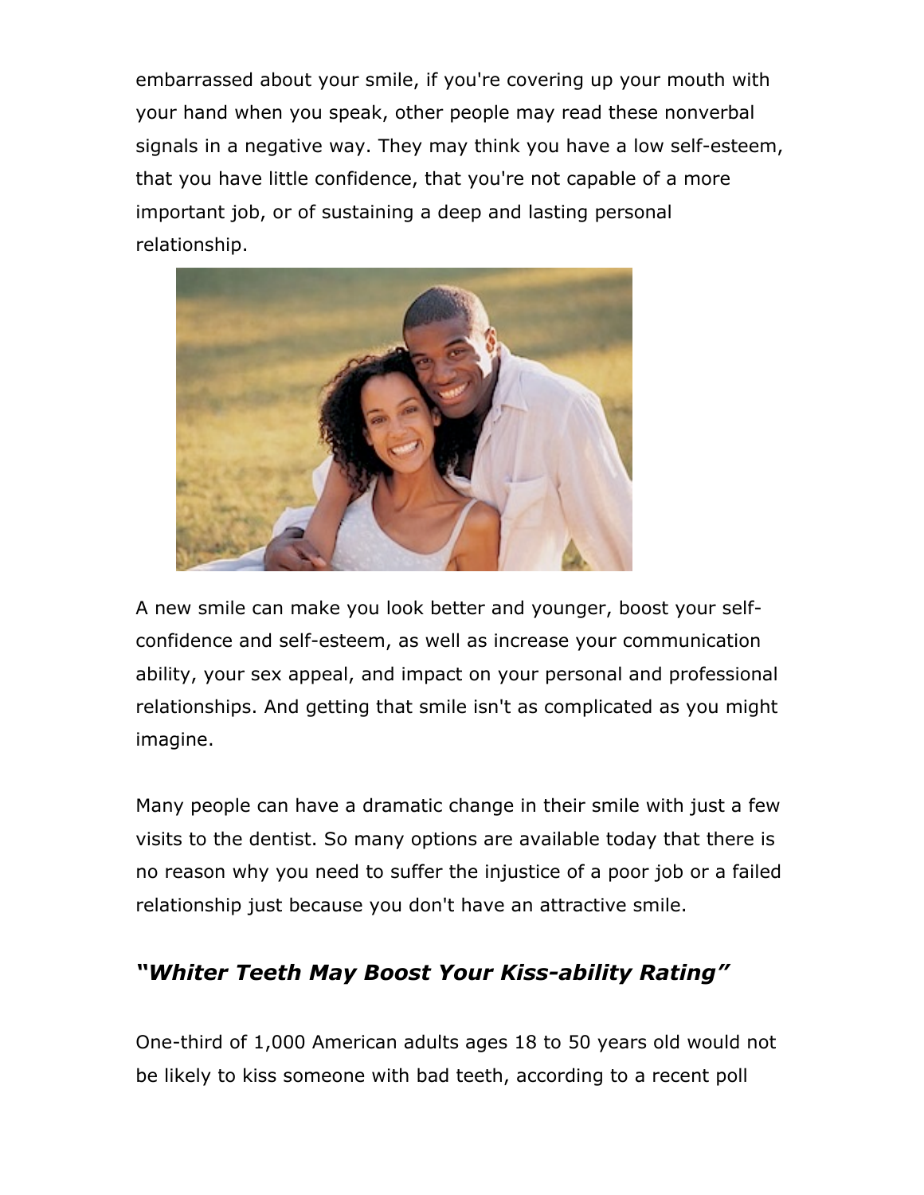embarrassed about your smile, if you're covering up your mouth with your hand when you speak, other people may read these nonverbal signals in a negative way. They may think you have a low self-esteem, that you have little confidence, that you're not capable of a more important job, or of sustaining a deep and lasting personal relationship.

A new smile can make you look better and younger, boost your self-confidence and self-esteem, as well as increase your communication ability, your sex appeal, and impact on your personal and professional relationships. And getting that smile isn't as complicated as you might imagine.

Many people can have a dramatic change in their smile with just a few visits to the dentist. So many options are available today that there is no reason why you need to suffer the injustice of a poor job or a failed relationship just because you don't have an attractive smile.

### *"Whiter Teeth May Boost Your Kiss-ability Rating"*

One-third of 1,000 American adults ages 18 to 50 years old would not be likely to kiss someone with bad teeth, according to a recent poll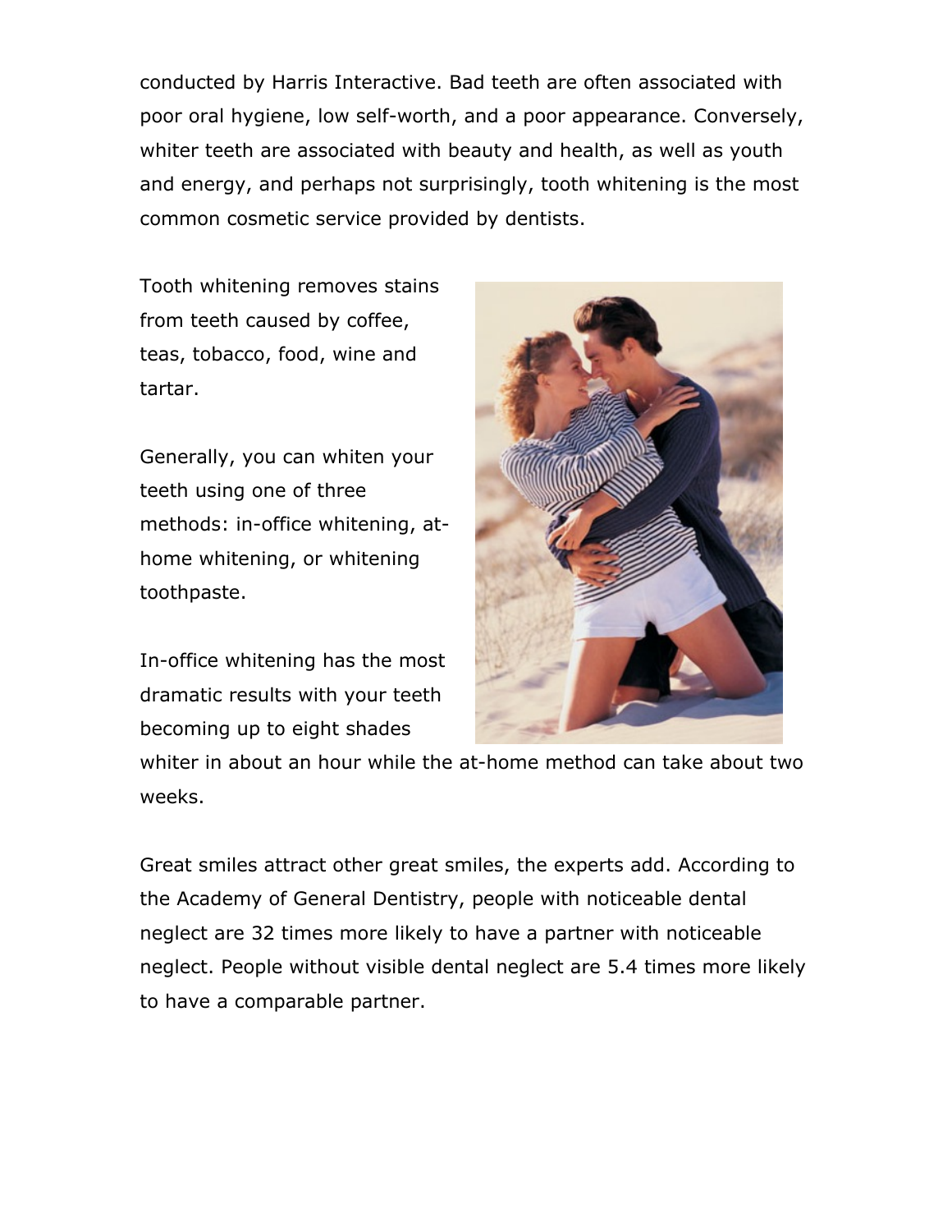conducted by Harris Interactive. Bad teeth are often associated with poor oral hygiene, low self-worth, and a poor appearance. Conversely, whiter teeth are associated with beauty and health, as well as youth and energy, and perhaps not surprisingly, tooth whitening is the most common cosmetic service provided by dentists.

Tooth whitening removes stains from teeth caused by coffee, teas, tobacco, food, wine and tartar.

Generally, you can whiten your teeth using one of three methods: in-office whitening, at-home whitening, or whitening toothpaste.

In-office whitening has the most dramatic results with your teeth becoming up to eight shades whiter in about an hour while the at-home method can take about two weeks.

Great smiles attract other great smiles, the experts add. According to the Academy of General Dentistry, people with noticeable dental neglect are 32 times more likely to have a partner with noticeable neglect. People without visible dental neglect are 5.4 times more likely to have a comparable partner.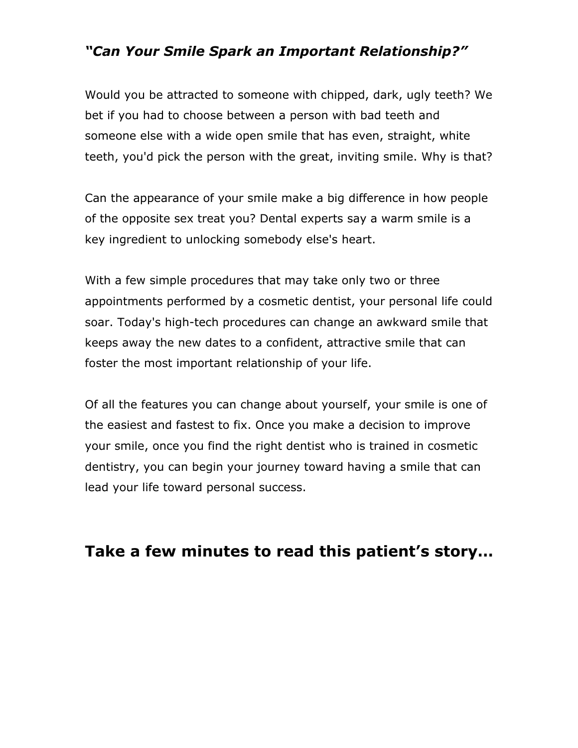*"Can Your Smile Spark an Important Relationship?"*

Would you be attracted to someone with chipped, dark, ugly teeth? We bet if you had to choose between a person with bad teeth and someone else with a wide open smile that has even, straight, white teeth, you'd pick the person with the great, inviting smile. Why is that?

Can the appearance of your smile make a big difference in how people of the opposite sex treat you? Dental experts say a warm smile is a key ingredient to unlocking somebody else's heart.

With a few simple procedures that may take only two or three appointments performed by a cosmetic dentist, your personal life could soar. Today's high-tech procedures can change an awkward smile that keeps away the new dates to a confident, attractive smile that can foster the most important relationship of your life.

Of all the features you can change about yourself, your smile is one of the easiest and fastest to fix. Once you make a decision to improve your smile, once you find the right dentist who is trained in cosmetic dentistry, you can begin your journey toward having a smile that can lead your life toward personal success.

## Take a few minutes to read this patient's story…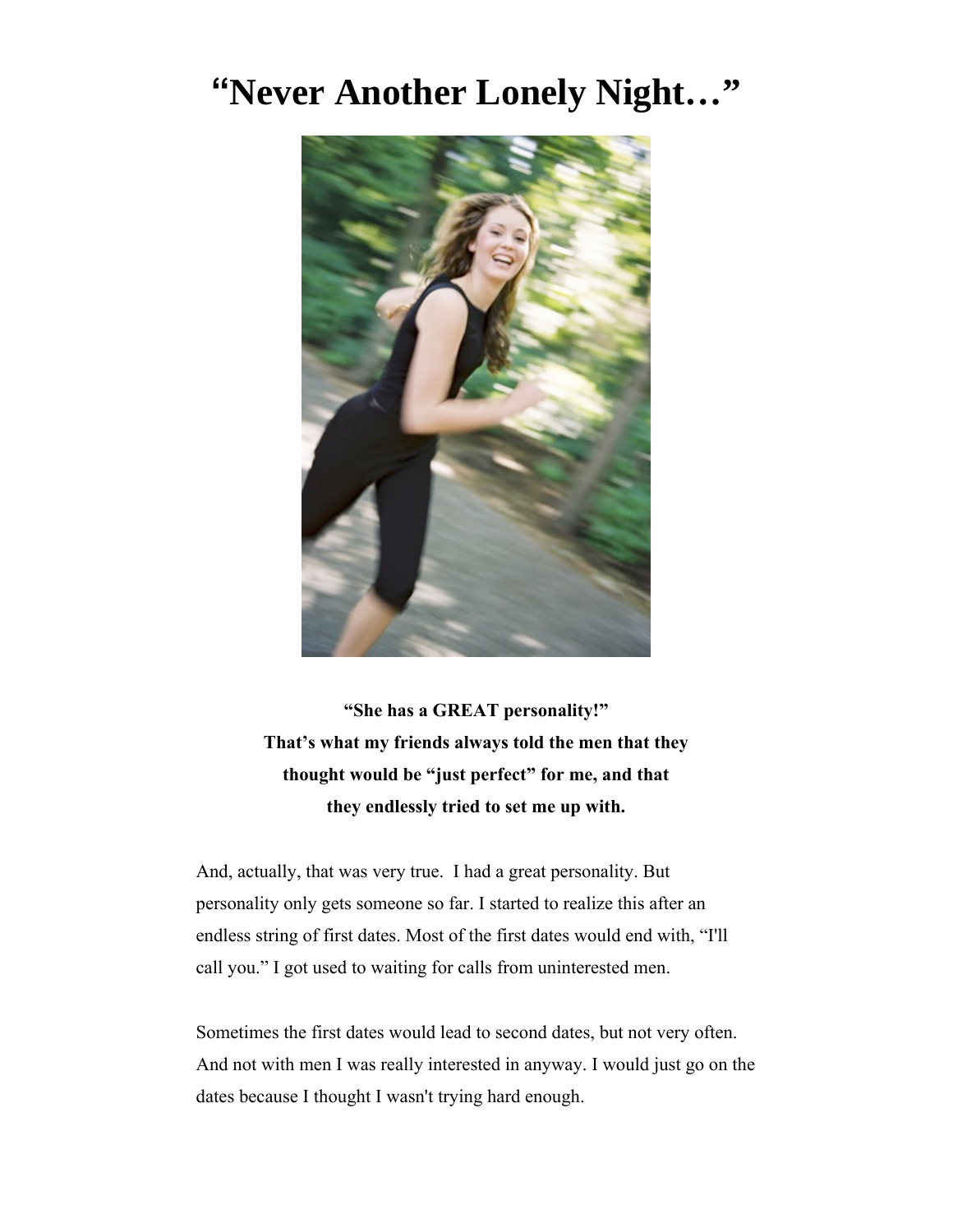# "Never Another Lonely Night…"

**"She has a GREAT personality!"**
**That's what my friends always told the men that they thought would be "just perfect" for me, and that they endlessly tried to set me up with.**

And, actually, that was very true. I had a great personality. But personality only gets someone so far. I started to realize this after an endless string of first dates. Most of the first dates would end with, "I'll call you." I got used to waiting for calls from uninterested men.

Sometimes the first dates would lead to second dates, but not very often. And not with men I was really interested in anyway. I would just go on the dates because I thought I wasn't trying hard enough.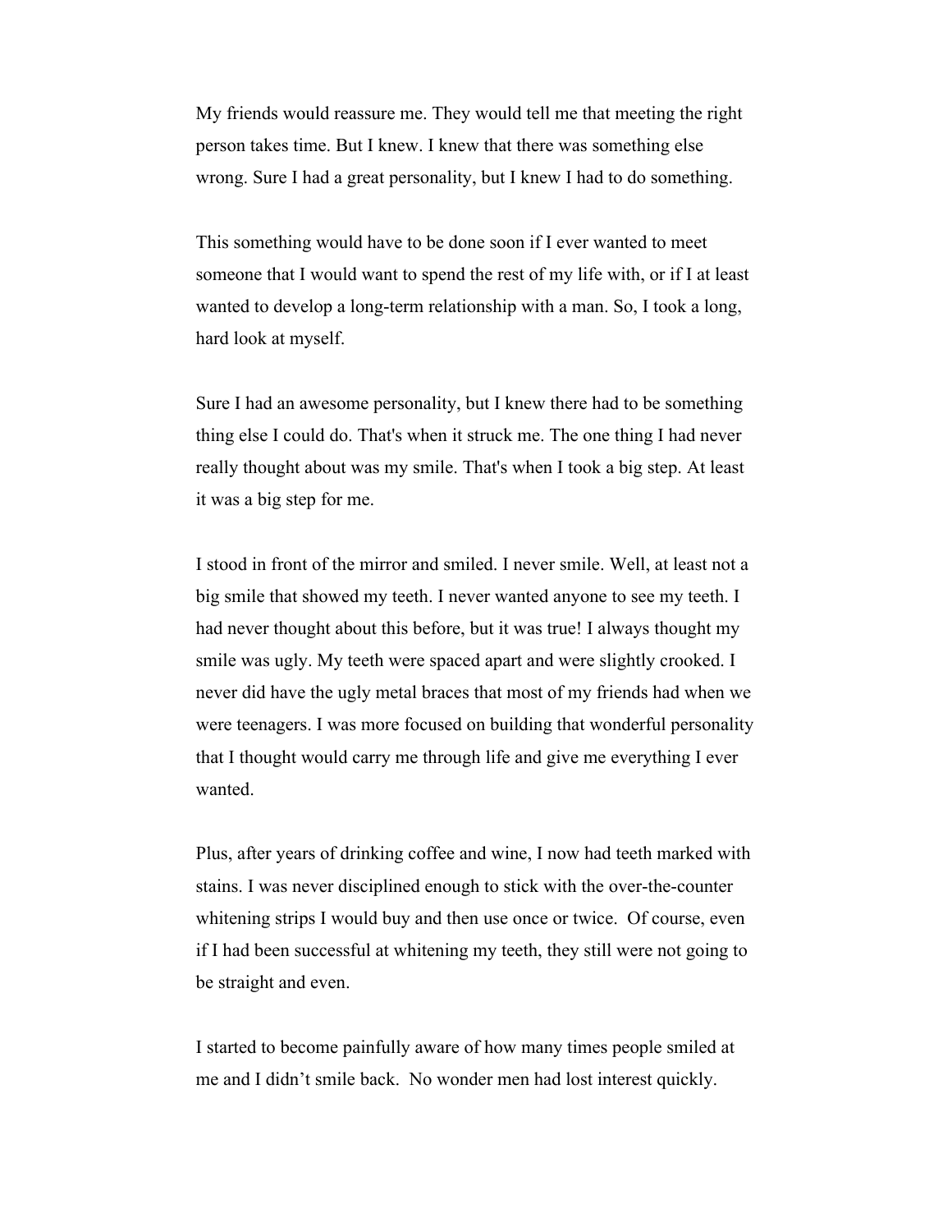My friends would reassure me. They would tell me that meeting the right person takes time. But I knew. I knew that there was something else wrong. Sure I had a great personality, but I knew I had to do something.

This something would have to be done soon if I ever wanted to meet someone that I would want to spend the rest of my life with, or if I at least wanted to develop a long-term relationship with a man. So, I took a long, hard look at myself.

Sure I had an awesome personality, but I knew there had to be something thing else I could do. That's when it struck me. The one thing I had never really thought about was my smile. That's when I took a big step. At least it was a big step for me.

I stood in front of the mirror and smiled. I never smile. Well, at least not a big smile that showed my teeth. I never wanted anyone to see my teeth. I had never thought about this before, but it was true! I always thought my smile was ugly. My teeth were spaced apart and were slightly crooked. I never did have the ugly metal braces that most of my friends had when we were teenagers. I was more focused on building that wonderful personality that I thought would carry me through life and give me everything I ever wanted.

Plus, after years of drinking coffee and wine, I now had teeth marked with stains. I was never disciplined enough to stick with the over-the-counter whitening strips I would buy and then use once or twice. Of course, even if I had been successful at whitening my teeth, they still were not going to be straight and even.

I started to become painfully aware of how many times people smiled at me and I didn't smile back. No wonder men had lost interest quickly.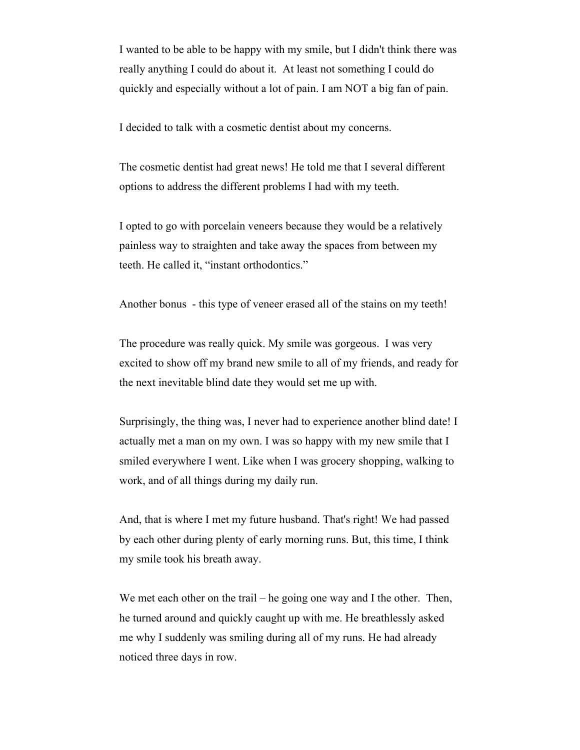I wanted to be able to be happy with my smile, but I didn't think there was really anything I could do about it. At least not something I could do quickly and especially without a lot of pain. I am NOT a big fan of pain.

I decided to talk with a cosmetic dentist about my concerns.

The cosmetic dentist had great news! He told me that I several different options to address the different problems I had with my teeth.

I opted to go with porcelain veneers because they would be a relatively painless way to straighten and take away the spaces from between my teeth. He called it, “instant orthodontics.”

Another bonus - this type of veneer erased all of the stains on my teeth!

The procedure was really quick. My smile was gorgeous. I was very excited to show off my brand new smile to all of my friends, and ready for the next inevitable blind date they would set me up with.

Surprisingly, the thing was, I never had to experience another blind date! I actually met a man on my own. I was so happy with my new smile that I smiled everywhere I went. Like when I was grocery shopping, walking to work, and of all things during my daily run.

And, that is where I met my future husband. That's right! We had passed by each other during plenty of early morning runs. But, this time, I think my smile took his breath away.

We met each other on the trail – he going one way and I the other. Then, he turned around and quickly caught up with me. He breathlessly asked me why I suddenly was smiling during all of my runs. He had already noticed three days in row.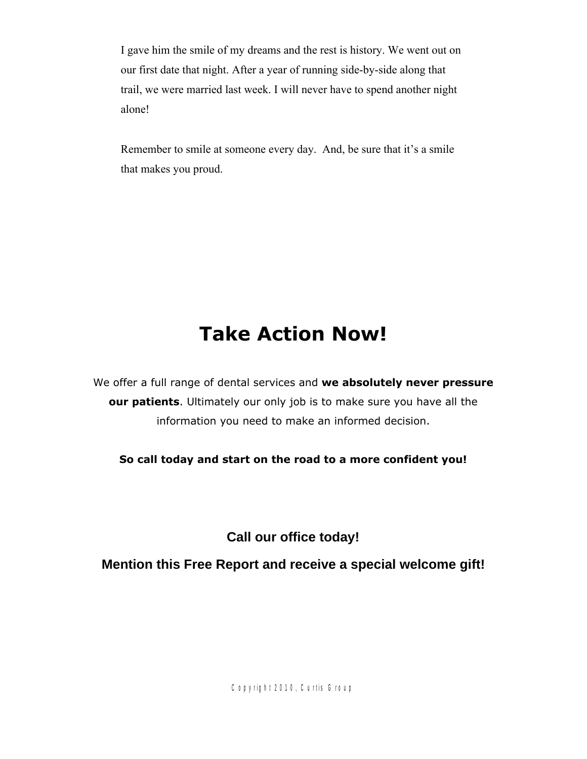I gave him the smile of my dreams and the rest is history. We went out on our first date that night. After a year of running side-by-side along that trail, we were married last week. I will never have to spend another night alone!

Remember to smile at someone every day. And, be sure that it's a smile that makes you proud.

# Take Action Now!

We offer a full range of dental services and **we absolutely never pressure our patients**. Ultimately our only job is to make sure you have all the information you need to make an informed decision.

**So call today and start on the road to a more confident you!**

**Call our office today!**

**Mention this Free Report and receive a special welcome gift!**

Copyright 2010, Curtis Group